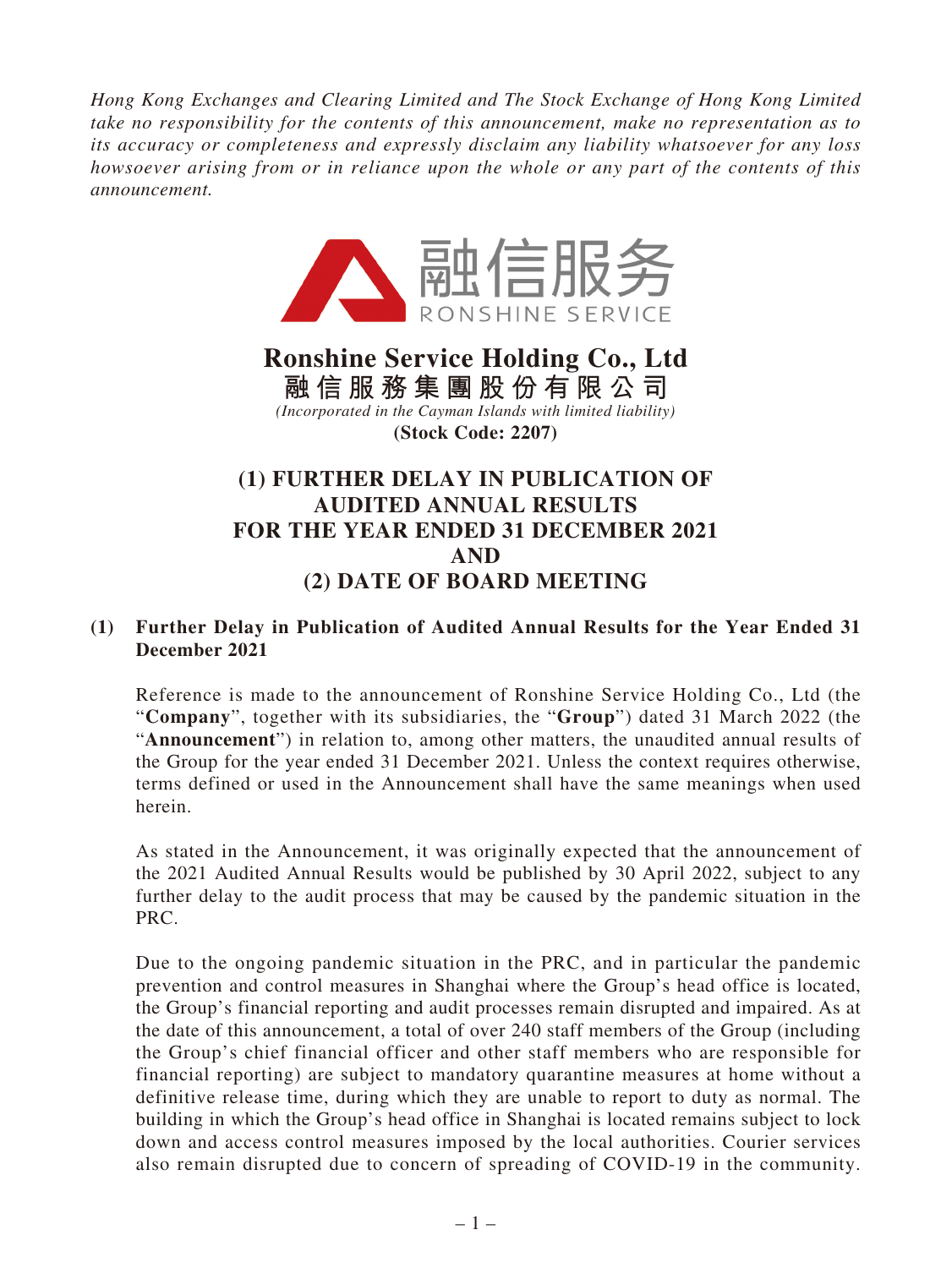*Hong Kong Exchanges and Clearing Limited and The Stock Exchange of Hong Kong Limited take no responsibility for the contents of this announcement, make no representation as to its accuracy or completeness and expressly disclaim any liability whatsoever for any loss howsoever arising from or in reliance upon the whole or any part of the contents of this announcement.*

融信服务
RONSHINE SERVICE

# Ronshine Service Holding Co., Ltd
# 融信服務集團股份有限公司

*(Incorporated in the Cayman Islands with limited liability)*

**(Stock Code: 2207)**

# (1) FURTHER DELAY IN PUBLICATION OF AUDITED ANNUAL RESULTS FOR THE YEAR ENDED 31 DECEMBER 2021 AND (2) DATE OF BOARD MEETING

## (1) Further Delay in Publication of Audited Annual Results for the Year Ended 31 December 2021

Reference is made to the announcement of Ronshine Service Holding Co., Ltd (the "**Company**", together with its subsidiaries, the "**Group**") dated 31 March 2022 (the "**Announcement**") in relation to, among other matters, the unaudited annual results of the Group for the year ended 31 December 2021. Unless the context requires otherwise, terms defined or used in the Announcement shall have the same meanings when used herein.

As stated in the Announcement, it was originally expected that the announcement of the 2021 Audited Annual Results would be published by 30 April 2022, subject to any further delay to the audit process that may be caused by the pandemic situation in the PRC.

Due to the ongoing pandemic situation in the PRC, and in particular the pandemic prevention and control measures in Shanghai where the Group's head office is located, the Group's financial reporting and audit processes remain disrupted and impaired. As at the date of this announcement, a total of over 240 staff members of the Group (including the Group's chief financial officer and other staff members who are responsible for financial reporting) are subject to mandatory quarantine measures at home without a definitive release time, during which they are unable to report to duty as normal. The building in which the Group's head office in Shanghai is located remains subject to lock down and access control measures imposed by the local authorities. Courier services also remain disrupted due to concern of spreading of COVID-19 in the community.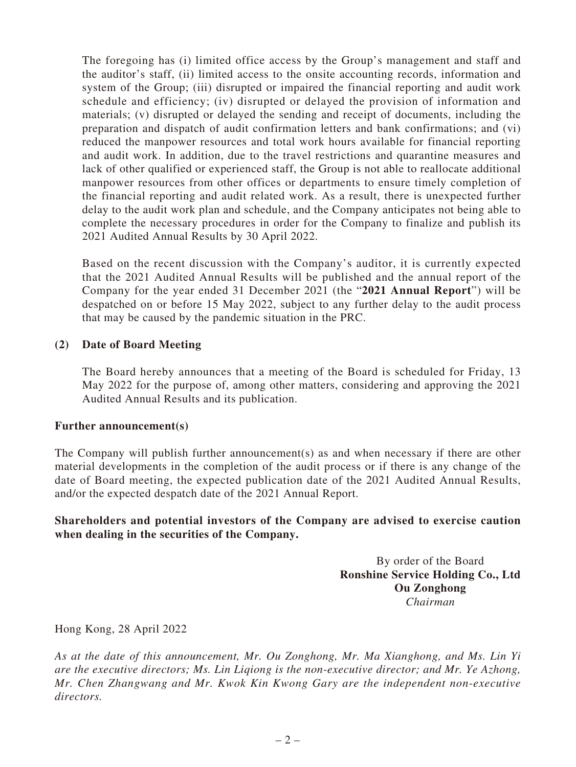The foregoing has (i) limited office access by the Group's management and staff and the auditor's staff, (ii) limited access to the onsite accounting records, information and system of the Group; (iii) disrupted or impaired the financial reporting and audit work schedule and efficiency; (iv) disrupted or delayed the provision of information and materials; (v) disrupted or delayed the sending and receipt of documents, including the preparation and dispatch of audit confirmation letters and bank confirmations; and (vi) reduced the manpower resources and total work hours available for financial reporting and audit work. In addition, due to the travel restrictions and quarantine measures and lack of other qualified or experienced staff, the Group is not able to reallocate additional manpower resources from other offices or departments to ensure timely completion of the financial reporting and audit related work. As a result, there is unexpected further delay to the audit work plan and schedule, and the Company anticipates not being able to complete the necessary procedures in order for the Company to finalize and publish its 2021 Audited Annual Results by 30 April 2022.

Based on the recent discussion with the Company's auditor, it is currently expected that the 2021 Audited Annual Results will be published and the annual report of the Company for the year ended 31 December 2021 (the "**2021 Annual Report**") will be despatched on or before 15 May 2022, subject to any further delay to the audit process that may be caused by the pandemic situation in the PRC.

**(2) Date of Board Meeting**

The Board hereby announces that a meeting of the Board is scheduled for Friday, 13 May 2022 for the purpose of, among other matters, considering and approving the 2021 Audited Annual Results and its publication.

**Further announcement(s)**

The Company will publish further announcement(s) as and when necessary if there are other material developments in the completion of the audit process or if there is any change of the date of Board meeting, the expected publication date of the 2021 Audited Annual Results, and/or the expected despatch date of the 2021 Annual Report.

**Shareholders and potential investors of the Company are advised to exercise caution when dealing in the securities of the Company.**

By order of the Board
**Ronshine Service Holding Co., Ltd**
**Ou Zonghong**
*Chairman*

Hong Kong, 28 April 2022

*As at the date of this announcement, Mr. Ou Zonghong, Mr. Ma Xianghong, and Ms. Lin Yi are the executive directors; Ms. Lin Liqiong is the non-executive director; and Mr. Ye Azhong, Mr. Chen Zhangwang and Mr. Kwok Kin Kwong Gary are the independent non-executive directors.*